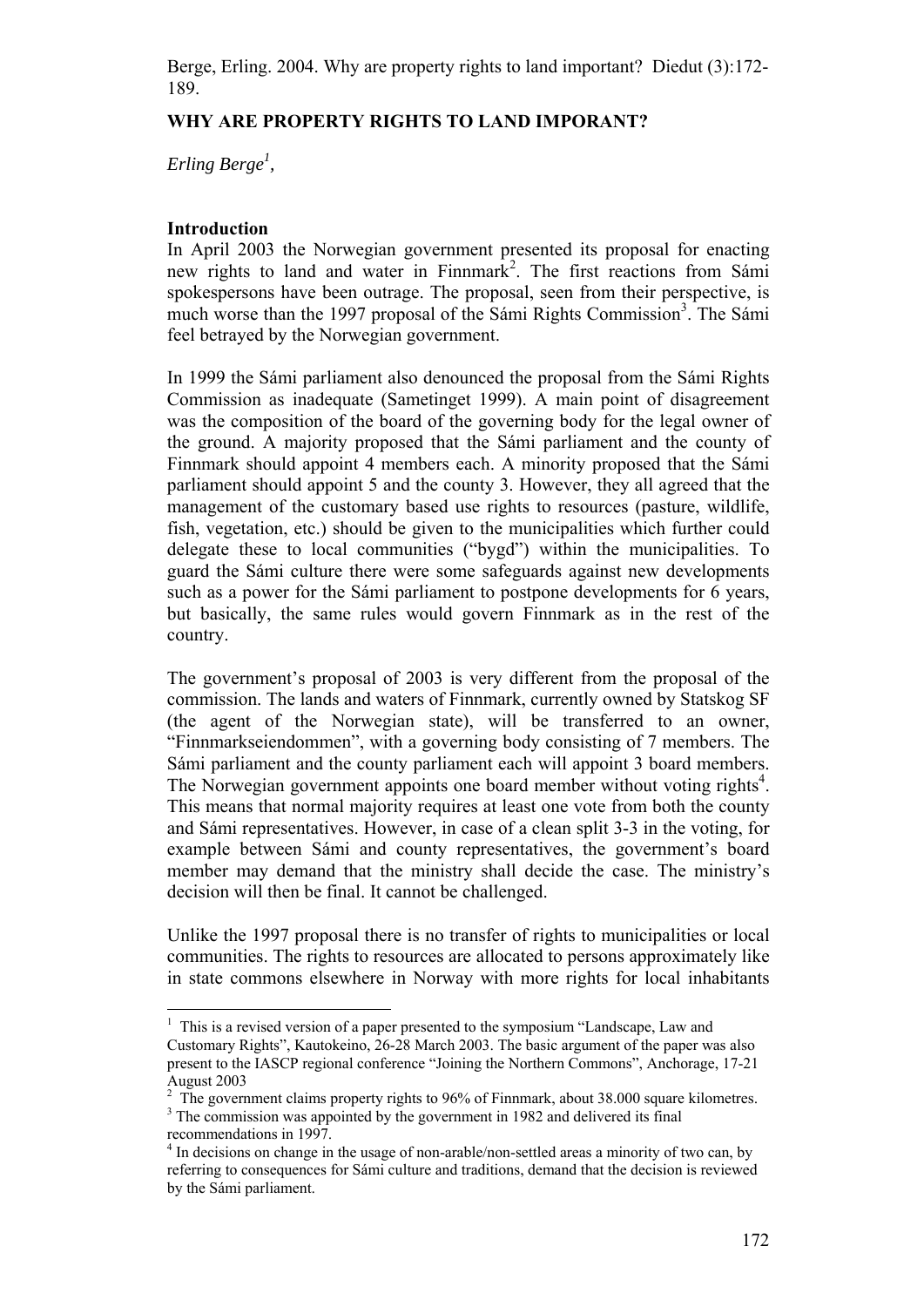Berge, Erling. 2004. Why are property rights to land important? Diedut (3):172-189.

**WHY ARE PROPERTY RIGHTS TO LAND IMPORANT?**

*Erling Berge*[1],

**Introduction**

In April 2003 the Norwegian government presented its proposal for enacting new rights to land and water in Finnmark[2]. The first reactions from Sámi spokespersons have been outrage. The proposal, seen from their perspective, is much worse than the 1997 proposal of the Sámi Rights Commission[3]. The Sámi feel betrayed by the Norwegian government.

In 1999 the Sámi parliament also denounced the proposal from the Sámi Rights Commission as inadequate (Sametinget 1999). A main point of disagreement was the composition of the board of the governing body for the legal owner of the ground. A majority proposed that the Sámi parliament and the county of Finnmark should appoint 4 members each. A minority proposed that the Sámi parliament should appoint 5 and the county 3. However, they all agreed that the management of the customary based use rights to resources (pasture, wildlife, fish, vegetation, etc.) should be given to the municipalities which further could delegate these to local communities ("bygd") within the municipalities. To guard the Sámi culture there were some safeguards against new developments such as a power for the Sámi parliament to postpone developments for 6 years, but basically, the same rules would govern Finnmark as in the rest of the country.

The government's proposal of 2003 is very different from the proposal of the commission. The lands and waters of Finnmark, currently owned by Statskog SF (the agent of the Norwegian state), will be transferred to an owner, "Finnmarkseiendommen", with a governing body consisting of 7 members. The Sámi parliament and the county parliament each will appoint 3 board members. The Norwegian government appoints one board member without voting rights[4]. This means that normal majority requires at least one vote from both the county and Sámi representatives. However, in case of a clean split 3-3 in the voting, for example between Sámi and county representatives, the government's board member may demand that the ministry shall decide the case. The ministry's decision will then be final. It cannot be challenged.

Unlike the 1997 proposal there is no transfer of rights to municipalities or local communities. The rights to resources are allocated to persons approximately like in state commons elsewhere in Norway with more rights for local inhabitants

---

[1] This is a revised version of a paper presented to the symposium "Landscape, Law and Customary Rights", Kautokeino, 26-28 March 2003. The basic argument of the paper was also present to the IASCP regional conference "Joining the Northern Commons", Anchorage, 17-21 August 2003

[2] The government claims property rights to 96% of Finnmark, about 38.000 square kilometres.

[3] The commission was appointed by the government in 1982 and delivered its final recommendations in 1997.

[4] In decisions on change in the usage of non-arable/non-settled areas a minority of two can, by referring to consequences for Sámi culture and traditions, demand that the decision is reviewed by the Sámi parliament.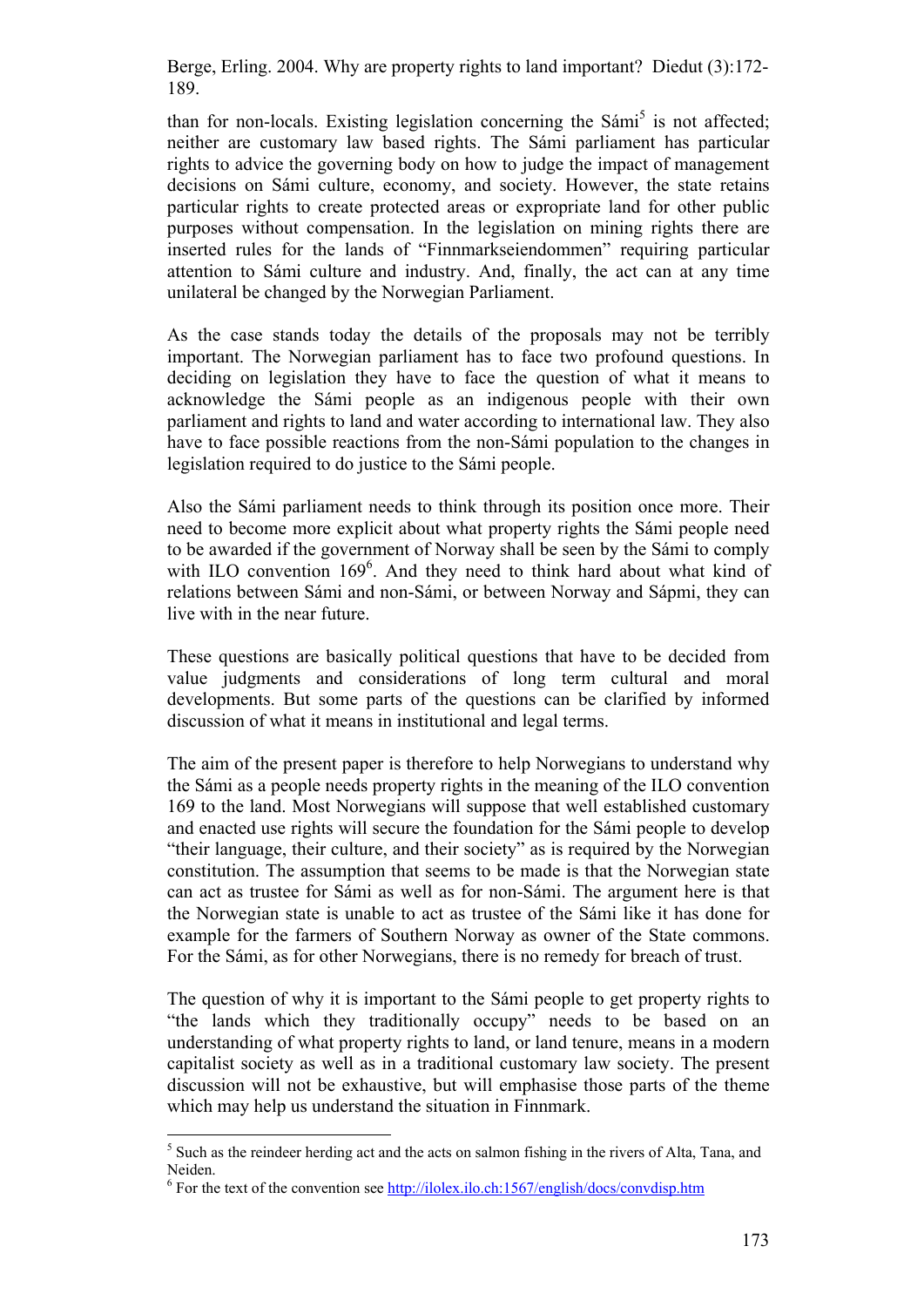than for non-locals. Existing legislation concerning the Sámi[5] is not affected; neither are customary law based rights. The Sámi parliament has particular rights to advice the governing body on how to judge the impact of management decisions on Sámi culture, economy, and society. However, the state retains particular rights to create protected areas or expropriate land for other public purposes without compensation. In the legislation on mining rights there are inserted rules for the lands of "Finnmarkseiendommen" requiring particular attention to Sámi culture and industry. And, finally, the act can at any time unilateral be changed by the Norwegian Parliament.

As the case stands today the details of the proposals may not be terribly important. The Norwegian parliament has to face two profound questions. In deciding on legislation they have to face the question of what it means to acknowledge the Sámi people as an indigenous people with their own parliament and rights to land and water according to international law. They also have to face possible reactions from the non-Sámi population to the changes in legislation required to do justice to the Sámi people.

Also the Sámi parliament needs to think through its position once more. Their need to become more explicit about what property rights the Sámi people need to be awarded if the government of Norway shall be seen by the Sámi to comply with ILO convention 169[6]. And they need to think hard about what kind of relations between Sámi and non-Sámi, or between Norway and Sápmi, they can live with in the near future.

These questions are basically political questions that have to be decided from value judgments and considerations of long term cultural and moral developments. But some parts of the questions can be clarified by informed discussion of what it means in institutional and legal terms.

The aim of the present paper is therefore to help Norwegians to understand why the Sámi as a people needs property rights in the meaning of the ILO convention 169 to the land. Most Norwegians will suppose that well established customary and enacted use rights will secure the foundation for the Sámi people to develop "their language, their culture, and their society" as is required by the Norwegian constitution. The assumption that seems to be made is that the Norwegian state can act as trustee for Sámi as well as for non-Sámi. The argument here is that the Norwegian state is unable to act as trustee of the Sámi like it has done for example for the farmers of Southern Norway as owner of the State commons. For the Sámi, as for other Norwegians, there is no remedy for breach of trust.

The question of why it is important to the Sámi people to get property rights to "the lands which they traditionally occupy" needs to be based on an understanding of what property rights to land, or land tenure, means in a modern capitalist society as well as in a traditional customary law society. The present discussion will not be exhaustive, but will emphasise those parts of the theme which may help us understand the situation in Finnmark.

---

[5] Such as the reindeer herding act and the acts on salmon fishing in the rivers of Alta, Tana, and Neiden.

[6] For the text of the convention see http://ilolex.ilo.ch:1567/english/docs/convdisp.htm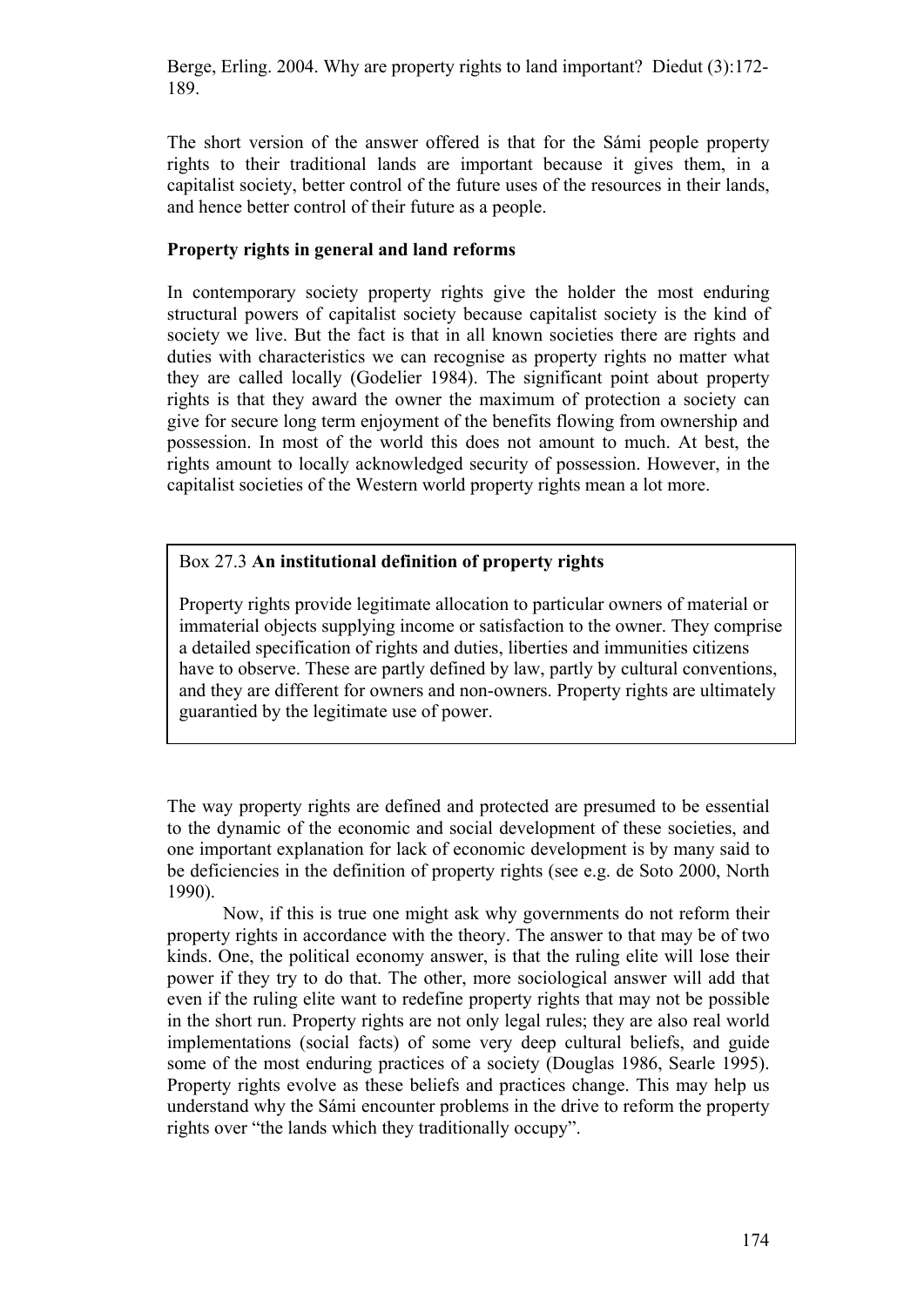Berge, Erling. 2004. Why are property rights to land important? Diedut (3):172-189.

The short version of the answer offered is that for the Sámi people property rights to their traditional lands are important because it gives them, in a capitalist society, better control of the future uses of the resources in their lands, and hence better control of their future as a people.

### Property rights in general and land reforms

In contemporary society property rights give the holder the most enduring structural powers of capitalist society because capitalist society is the kind of society we live. But the fact is that in all known societies there are rights and duties with characteristics we can recognise as property rights no matter what they are called locally (Godelier 1984). The significant point about property rights is that they award the owner the maximum of protection a society can give for secure long term enjoyment of the benefits flowing from ownership and possession. In most of the world this does not amount to much. At best, the rights amount to locally acknowledged security of possession. However, in the capitalist societies of the Western world property rights mean a lot more.

> Box 27.3 **An institutional definition of property rights**
>
> Property rights provide legitimate allocation to particular owners of material or immaterial objects supplying income or satisfaction to the owner. They comprise a detailed specification of rights and duties, liberties and immunities citizens have to observe. These are partly defined by law, partly by cultural conventions, and they are different for owners and non-owners. Property rights are ultimately guarantied by the legitimate use of power.

The way property rights are defined and protected are presumed to be essential to the dynamic of the economic and social development of these societies, and one important explanation for lack of economic development is by many said to be deficiencies in the definition of property rights (see e.g. de Soto 2000, North 1990).

Now, if this is true one might ask why governments do not reform their property rights in accordance with the theory. The answer to that may be of two kinds. One, the political economy answer, is that the ruling elite will lose their power if they try to do that. The other, more sociological answer will add that even if the ruling elite want to redefine property rights that may not be possible in the short run. Property rights are not only legal rules; they are also real world implementations (social facts) of some very deep cultural beliefs, and guide some of the most enduring practices of a society (Douglas 1986, Searle 1995). Property rights evolve as these beliefs and practices change. This may help us understand why the Sámi encounter problems in the drive to reform the property rights over "the lands which they traditionally occupy".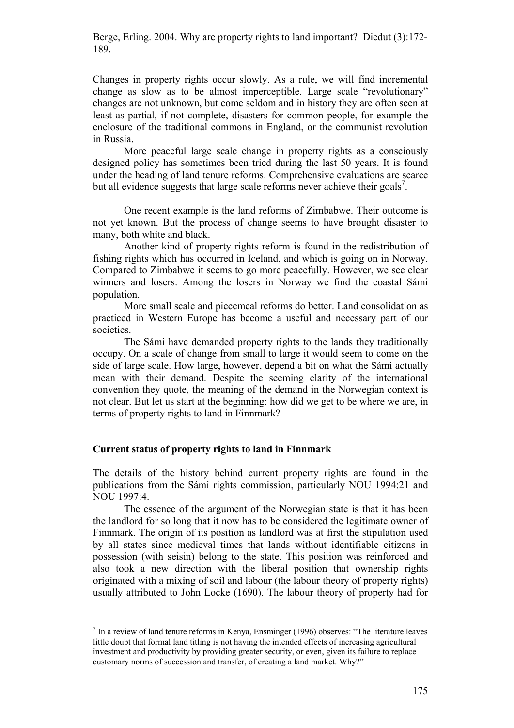Changes in property rights occur slowly. As a rule, we will find incremental change as slow as to be almost imperceptible. Large scale "revolutionary" changes are not unknown, but come seldom and in history they are often seen at least as partial, if not complete, disasters for common people, for example the enclosure of the traditional commons in England, or the communist revolution in Russia.

More peaceful large scale change in property rights as a consciously designed policy has sometimes been tried during the last 50 years. It is found under the heading of land tenure reforms. Comprehensive evaluations are scarce but all evidence suggests that large scale reforms never achieve their goals[7].

One recent example is the land reforms of Zimbabwe. Their outcome is not yet known. But the process of change seems to have brought disaster to many, both white and black.

Another kind of property rights reform is found in the redistribution of fishing rights which has occurred in Iceland, and which is going on in Norway. Compared to Zimbabwe it seems to go more peacefully. However, we see clear winners and losers. Among the losers in Norway we find the coastal Sámi population.

More small scale and piecemeal reforms do better. Land consolidation as practiced in Western Europe has become a useful and necessary part of our societies.

The Sámi have demanded property rights to the lands they traditionally occupy. On a scale of change from small to large it would seem to come on the side of large scale. How large, however, depend a bit on what the Sámi actually mean with their demand. Despite the seeming clarity of the international convention they quote, the meaning of the demand in the Norwegian context is not clear. But let us start at the beginning: how did we get to be where we are, in terms of property rights to land in Finnmark?

## Current status of property rights to land in Finnmark

The details of the history behind current property rights are found in the publications from the Sámi rights commission, particularly NOU 1994:21 and NOU 1997:4.

The essence of the argument of the Norwegian state is that it has been the landlord for so long that it now has to be considered the legitimate owner of Finnmark. The origin of its position as landlord was at first the stipulation used by all states since medieval times that lands without identifiable citizens in possession (with seisin) belong to the state. This position was reinforced and also took a new direction with the liberal position that ownership rights originated with a mixing of soil and labour (the labour theory of property rights) usually attributed to John Locke (1690). The labour theory of property had for

---

[7] In a review of land tenure reforms in Kenya, Ensminger (1996) observes: "The literature leaves little doubt that formal land titling is not having the intended effects of increasing agricultural investment and productivity by providing greater security, or even, given its failure to replace customary norms of succession and transfer, of creating a land market. Why?"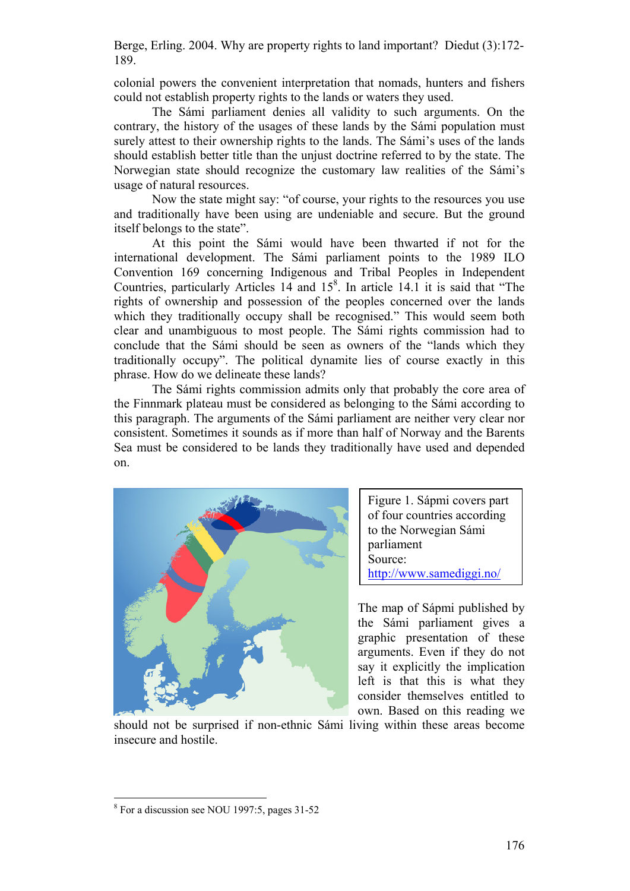colonial powers the convenient interpretation that nomads, hunters and fishers could not establish property rights to the lands or waters they used.

The Sámi parliament denies all validity to such arguments. On the contrary, the history of the usages of these lands by the Sámi population must surely attest to their ownership rights to the lands. The Sámi's uses of the lands should establish better title than the unjust doctrine referred to by the state. The Norwegian state should recognize the customary law realities of the Sámi's usage of natural resources.

Now the state might say: "of course, your rights to the resources you use and traditionally have been using are undeniable and secure. But the ground itself belongs to the state".

At this point the Sámi would have been thwarted if not for the international development. The Sámi parliament points to the 1989 ILO Convention 169 concerning Indigenous and Tribal Peoples in Independent Countries, particularly Articles 14 and 15[8]. In article 14.1 it is said that "The rights of ownership and possession of the peoples concerned over the lands which they traditionally occupy shall be recognised." This would seem both clear and unambiguous to most people. The Sámi rights commission had to conclude that the Sámi should be seen as owners of the "lands which they traditionally occupy". The political dynamite lies of course exactly in this phrase. How do we delineate these lands?

The Sámi rights commission admits only that probably the core area of the Finnmark plateau must be considered as belonging to the Sámi according to this paragraph. The arguments of the Sámi parliament are neither very clear nor consistent. Sometimes it sounds as if more than half of Norway and the Barents Sea must be considered to be lands they traditionally have used and depended on.

Figure 1. Sápmi covers part of four countries according to the Norwegian Sámi parliament
Source: http://www.samediggi.no/

The map of Sápmi published by the Sámi parliament gives a graphic presentation of these arguments. Even if they do not say it explicitly the implication left is that this is what they consider themselves entitled to own. Based on this reading we should not be surprised if non-ethnic Sámi living within these areas become insecure and hostile.

[8] For a discussion see NOU 1997:5, pages 31-52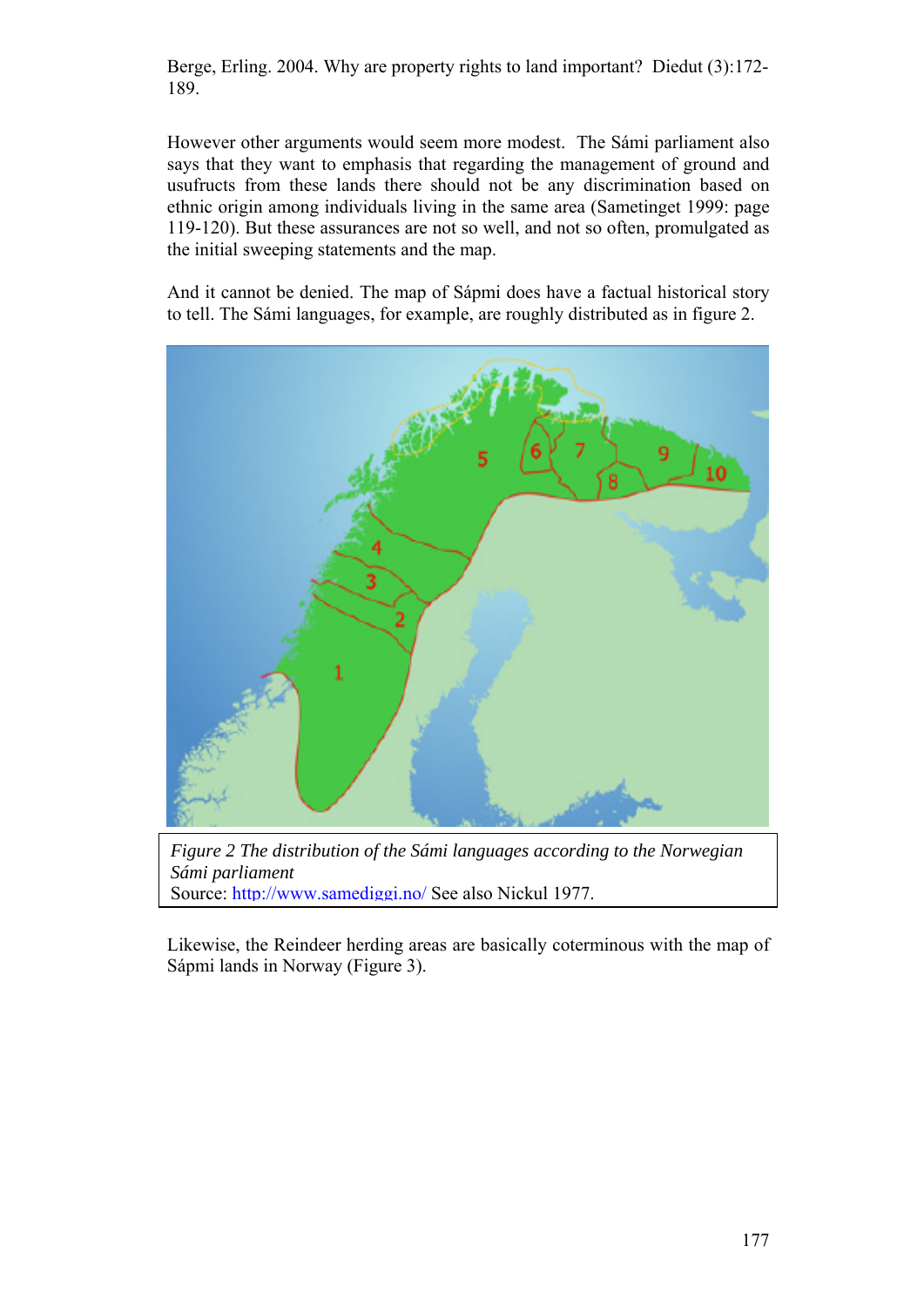Berge, Erling. 2004. Why are property rights to land important? Diedut (3):172-189.

However other arguments would seem more modest. The Sámi parliament also says that they want to emphasis that regarding the management of ground and usufructs from these lands there should not be any discrimination based on ethnic origin among individuals living in the same area (Sametinget 1999: page 119-120). But these assurances are not so well, and not so often, promulgated as the initial sweeping statements and the map.

And it cannot be denied. The map of Sápmi does have a factual historical story to tell. The Sámi languages, for example, are roughly distributed as in figure 2.

*Figure 2 The distribution of the Sámi languages according to the Norwegian Sámi parliament*
Source: http://www.samediggi.no/ See also Nickul 1977.

Likewise, the Reindeer herding areas are basically coterminous with the map of Sápmi lands in Norway (Figure 3).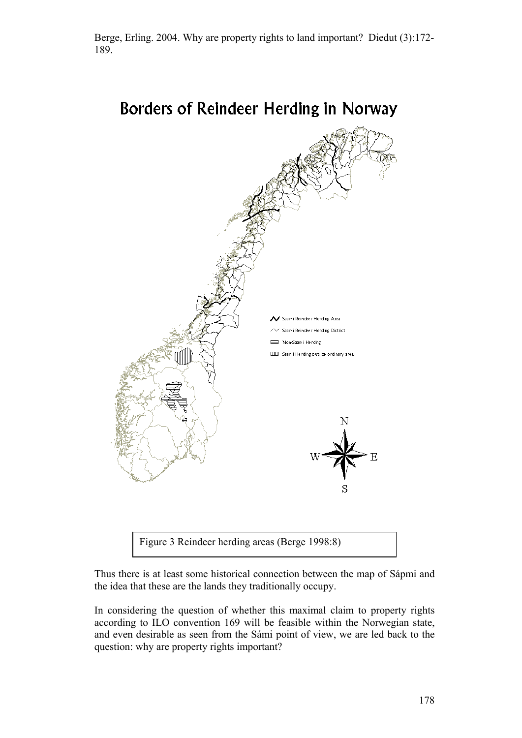# Borders of Reindeer Herding in Norway

Saami Reindeer Herding Area

Saami Reindeer Herding District

Non-Saami Herding

Saami Herding outside ordinary areas

Figure 3 Reindeer herding areas (Berge 1998:8)

Thus there is at least some historical connection between the map of Sápmi and the idea that these are the lands they traditionally occupy.

In considering the question of whether this maximal claim to property rights according to ILO convention 169 will be feasible within the Norwegian state, and even desirable as seen from the Sámi point of view, we are led back to the question: why are property rights important?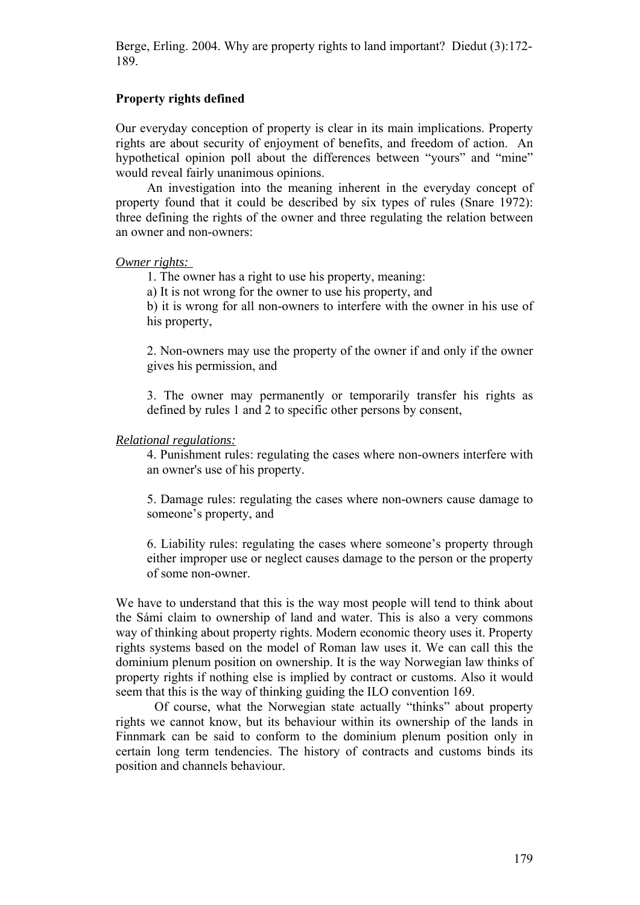Berge, Erling. 2004. Why are property rights to land important? Diedut (3):172-189.

## Property rights defined

Our everyday conception of property is clear in its main implications. Property rights are about security of enjoyment of benefits, and freedom of action. An hypothetical opinion poll about the differences between "yours" and "mine" would reveal fairly unanimous opinions.

An investigation into the meaning inherent in the everyday concept of property found that it could be described by six types of rules (Snare 1972): three defining the rights of the owner and three regulating the relation between an owner and non-owners:

*Owner rights:*

1. The owner has a right to use his property, meaning:
   a) It is not wrong for the owner to use his property, and
   b) it is wrong for all non-owners to interfere with the owner in his use of his property,

2. Non-owners may use the property of the owner if and only if the owner gives his permission, and

3. The owner may permanently or temporarily transfer his rights as defined by rules 1 and 2 to specific other persons by consent,

*Relational regulations:*

4. Punishment rules: regulating the cases where non-owners interfere with an owner's use of his property.

5. Damage rules: regulating the cases where non-owners cause damage to someone's property, and

6. Liability rules: regulating the cases where someone's property through either improper use or neglect causes damage to the person or the property of some non-owner.

We have to understand that this is the way most people will tend to think about the Sámi claim to ownership of land and water. This is also a very commons way of thinking about property rights. Modern economic theory uses it. Property rights systems based on the model of Roman law uses it. We can call this the dominium plenum position on ownership. It is the way Norwegian law thinks of property rights if nothing else is implied by contract or customs. Also it would seem that this is the way of thinking guiding the ILO convention 169.

Of course, what the Norwegian state actually "thinks" about property rights we cannot know, but its behaviour within its ownership of the lands in Finnmark can be said to conform to the dominium plenum position only in certain long term tendencies. The history of contracts and customs binds its position and channels behaviour.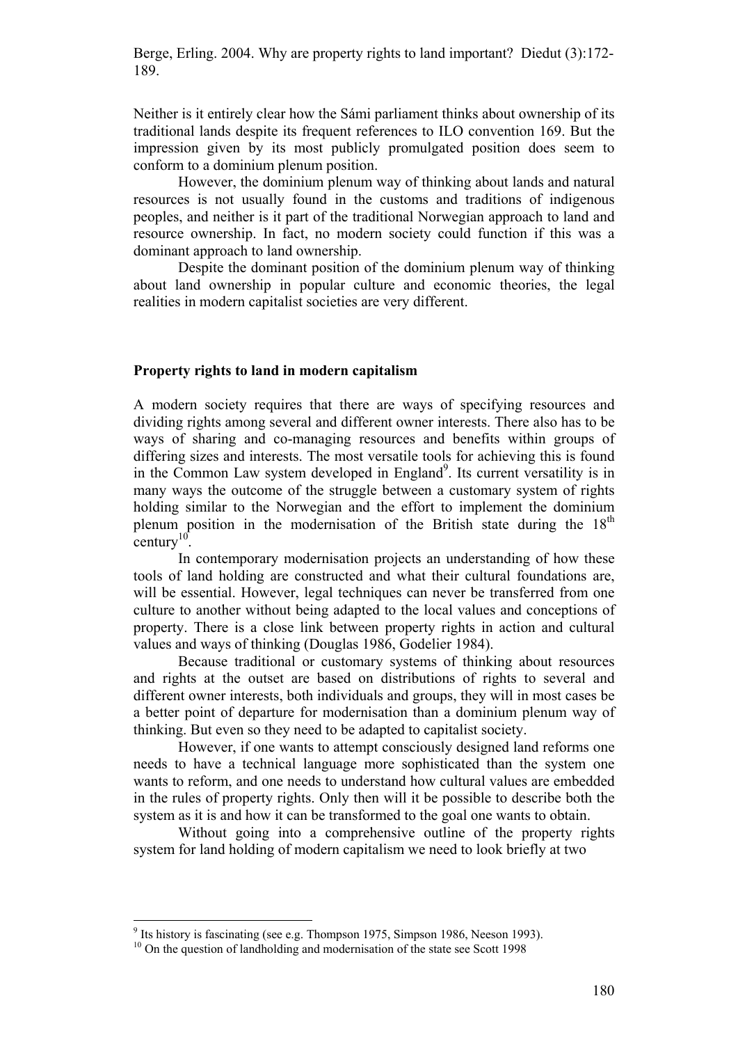Neither is it entirely clear how the Sámi parliament thinks about ownership of its traditional lands despite its frequent references to ILO convention 169. But the impression given by its most publicly promulgated position does seem to conform to a dominium plenum position.

However, the dominium plenum way of thinking about lands and natural resources is not usually found in the customs and traditions of indigenous peoples, and neither is it part of the traditional Norwegian approach to land and resource ownership. In fact, no modern society could function if this was a dominant approach to land ownership.

Despite the dominant position of the dominium plenum way of thinking about land ownership in popular culture and economic theories, the legal realities in modern capitalist societies are very different.

## Property rights to land in modern capitalism

A modern society requires that there are ways of specifying resources and dividing rights among several and different owner interests. There also has to be ways of sharing and co-managing resources and benefits within groups of differing sizes and interests. The most versatile tools for achieving this is found in the Common Law system developed in England[9]. Its current versatility is in many ways the outcome of the struggle between a customary system of rights holding similar to the Norwegian and the effort to implement the dominium plenum position in the modernisation of the British state during the 18th century[10].

In contemporary modernisation projects an understanding of how these tools of land holding are constructed and what their cultural foundations are, will be essential. However, legal techniques can never be transferred from one culture to another without being adapted to the local values and conceptions of property. There is a close link between property rights in action and cultural values and ways of thinking (Douglas 1986, Godelier 1984).

Because traditional or customary systems of thinking about resources and rights at the outset are based on distributions of rights to several and different owner interests, both individuals and groups, they will in most cases be a better point of departure for modernisation than a dominium plenum way of thinking. But even so they need to be adapted to capitalist society.

However, if one wants to attempt consciously designed land reforms one needs to have a technical language more sophisticated than the system one wants to reform, and one needs to understand how cultural values are embedded in the rules of property rights. Only then will it be possible to describe both the system as it is and how it can be transformed to the goal one wants to obtain.

Without going into a comprehensive outline of the property rights system for land holding of modern capitalism we need to look briefly at two

---

[9] Its history is fascinating (see e.g. Thompson 1975, Simpson 1986, Neeson 1993).

[10] On the question of landholding and modernisation of the state see Scott 1998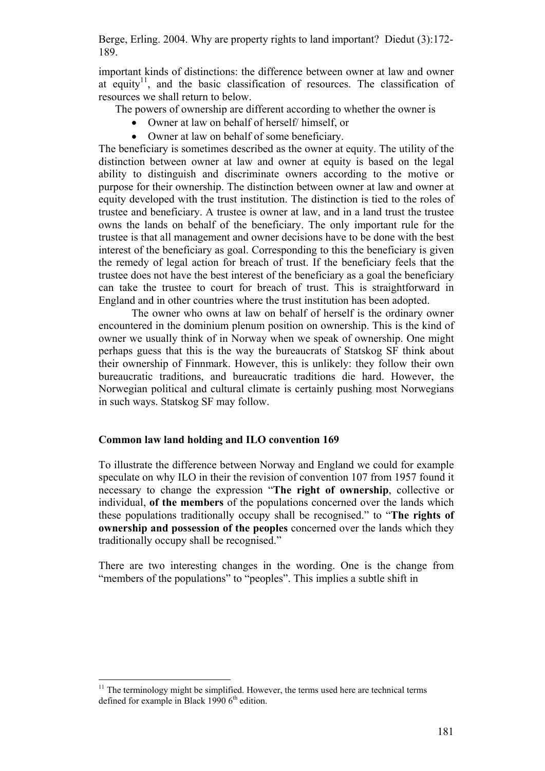important kinds of distinctions: the difference between owner at law and owner at equity[11], and the basic classification of resources. The classification of resources we shall return to below.

The powers of ownership are different according to whether the owner is

- Owner at law on behalf of herself/ himself, or
- Owner at law on behalf of some beneficiary.

The beneficiary is sometimes described as the owner at equity. The utility of the distinction between owner at law and owner at equity is based on the legal ability to distinguish and discriminate owners according to the motive or purpose for their ownership. The distinction between owner at law and owner at equity developed with the trust institution. The distinction is tied to the roles of trustee and beneficiary. A trustee is owner at law, and in a land trust the trustee owns the lands on behalf of the beneficiary. The only important rule for the trustee is that all management and owner decisions have to be done with the best interest of the beneficiary as goal. Corresponding to this the beneficiary is given the remedy of legal action for breach of trust. If the beneficiary feels that the trustee does not have the best interest of the beneficiary as a goal the beneficiary can take the trustee to court for breach of trust. This is straightforward in England and in other countries where the trust institution has been adopted.

The owner who owns at law on behalf of herself is the ordinary owner encountered in the dominium plenum position on ownership. This is the kind of owner we usually think of in Norway when we speak of ownership. One might perhaps guess that this is the way the bureaucrats of Statskog SF think about their ownership of Finnmark. However, this is unlikely: they follow their own bureaucratic traditions, and bureaucratic traditions die hard. However, the Norwegian political and cultural climate is certainly pushing most Norwegians in such ways. Statskog SF may follow.

**Common law land holding and ILO convention 169**

To illustrate the difference between Norway and England we could for example speculate on why ILO in their the revision of convention 107 from 1957 found it necessary to change the expression "**The right of ownership**, collective or individual, **of the members** of the populations concerned over the lands which these populations traditionally occupy shall be recognised." to "**The rights of ownership and possession of the peoples** concerned over the lands which they traditionally occupy shall be recognised."

There are two interesting changes in the wording. One is the change from "members of the populations" to "peoples". This implies a subtle shift in

[11] The terminology might be simplified. However, the terms used here are technical terms defined for example in Black 1990 6th edition.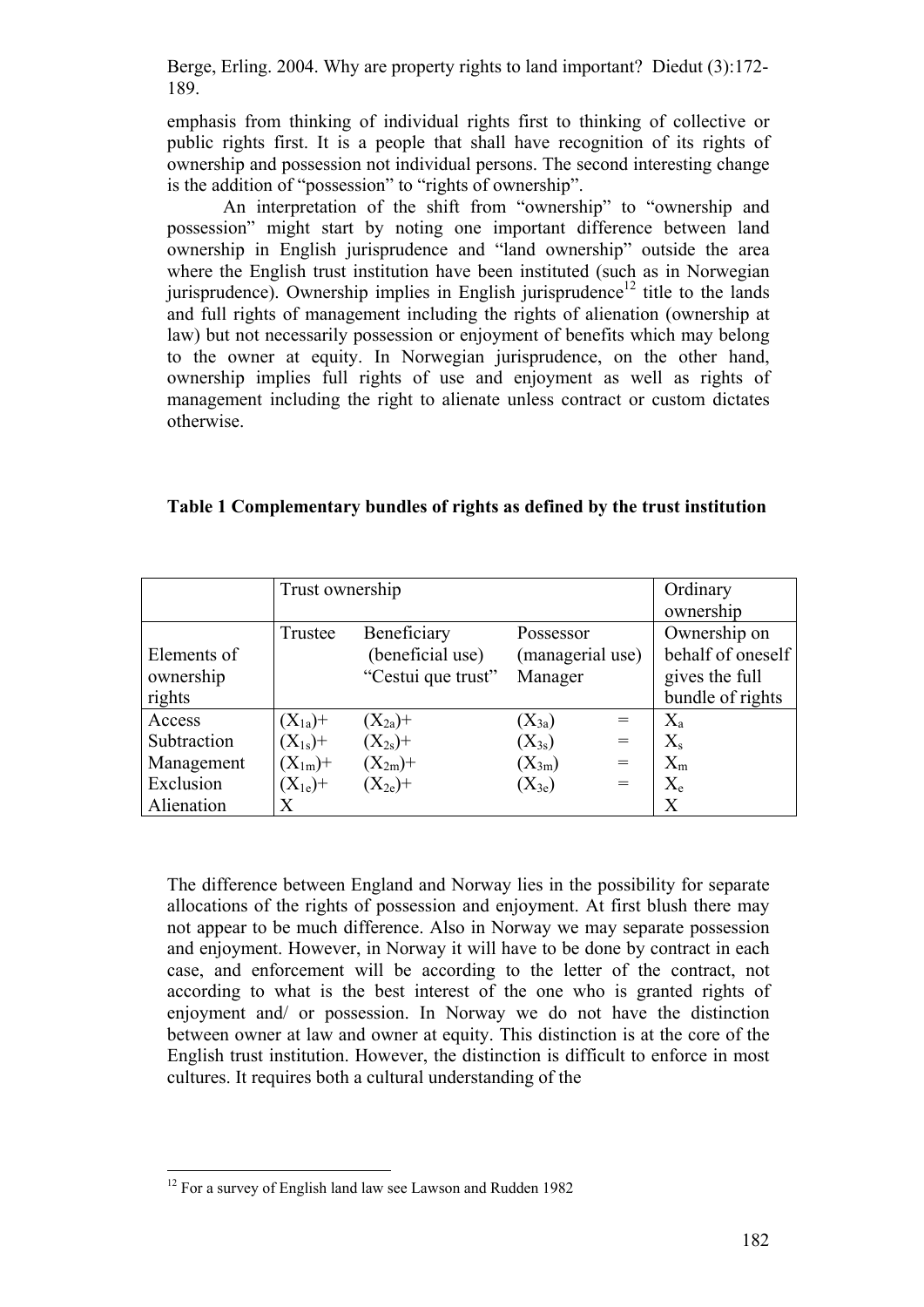emphasis from thinking of individual rights first to thinking of collective or public rights first. It is a people that shall have recognition of its rights of ownership and possession not individual persons. The second interesting change is the addition of "possession" to "rights of ownership".

An interpretation of the shift from "ownership" to "ownership and possession" might start by noting one important difference between land ownership in English jurisprudence and "land ownership" outside the area where the English trust institution have been instituted (such as in Norwegian jurisprudence). Ownership implies in English jurisprudence[12] title to the lands and full rights of management including the rights of alienation (ownership at law) but not necessarily possession or enjoyment of benefits which may belong to the owner at equity. In Norwegian jurisprudence, on the other hand, ownership implies full rights of use and enjoyment as well as rights of management including the right to alienate unless contract or custom dictates otherwise.

**Table 1 Complementary bundles of rights as defined by the trust institution**

| | Trust ownership | | | | Ordinary ownership |
|---|---|---|---|---|---|
| Elements of ownership rights | Trustee | Beneficiary (beneficial use) "Cestui que trust" | Possessor (managerial use) Manager | | Ownership on behalf of oneself gives the full bundle of rights |
| Access | $(X_{1a})+$ | $(X_{2a})+$ | $(X_{3a})$ | = | $X_a$ |
| Subtraction | $(X_{1s})+$ | $(X_{2s})+$ | $(X_{3s})$ | = | $X_s$ |
| Management | $(X_{1m})+$ | $(X_{2m})+$ | $(X_{3m})$ | = | $X_m$ |
| Exclusion | $(X_{1e})+$ | $(X_{2e})+$ | $(X_{3e})$ | = | $X_e$ |
| Alienation | X | | | | X |

The difference between England and Norway lies in the possibility for separate allocations of the rights of possession and enjoyment. At first blush there may not appear to be much difference. Also in Norway we may separate possession and enjoyment. However, in Norway it will have to be done by contract in each case, and enforcement will be according to the letter of the contract, not according to what is the best interest of the one who is granted rights of enjoyment and/ or possession. In Norway we do not have the distinction between owner at law and owner at equity. This distinction is at the core of the English trust institution. However, the distinction is difficult to enforce in most cultures. It requires both a cultural understanding of the

[12] For a survey of English land law see Lawson and Rudden 1982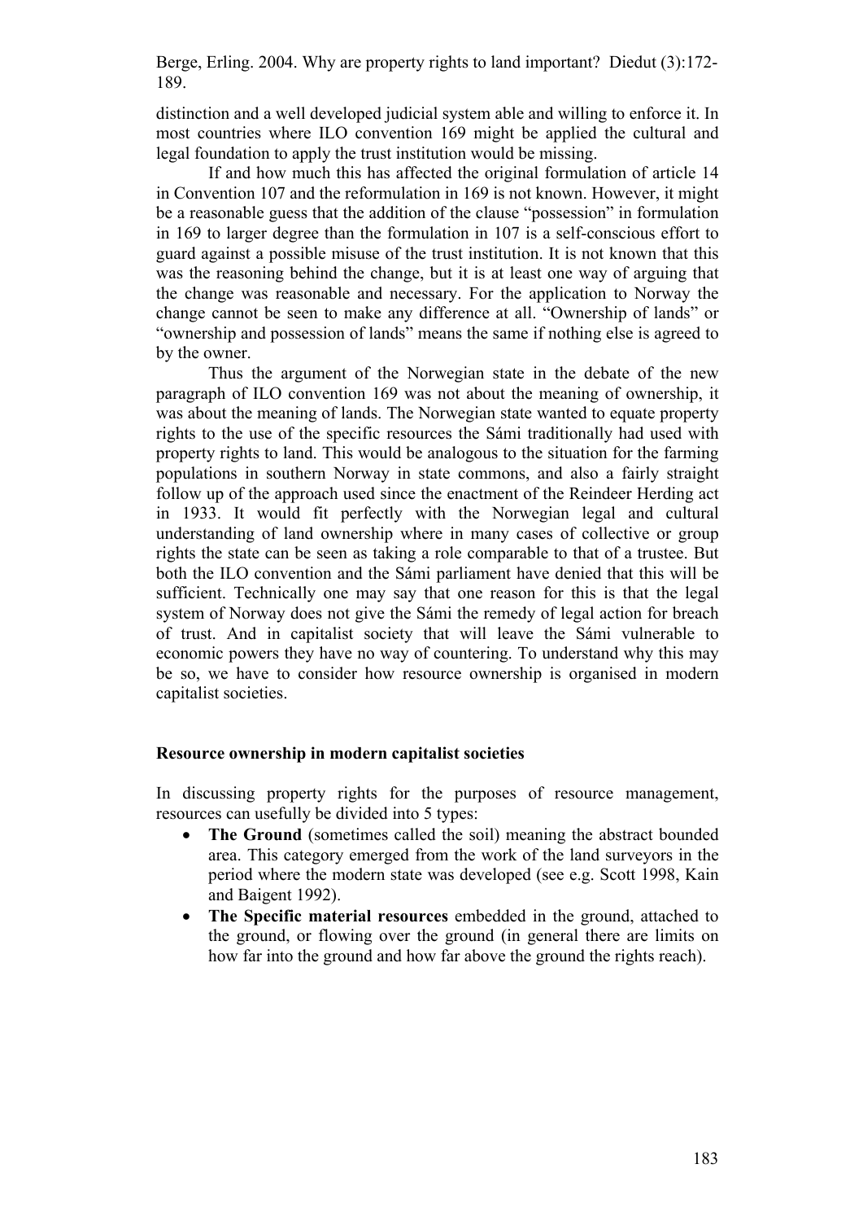distinction and a well developed judicial system able and willing to enforce it. In most countries where ILO convention 169 might be applied the cultural and legal foundation to apply the trust institution would be missing.

If and how much this has affected the original formulation of article 14 in Convention 107 and the reformulation in 169 is not known. However, it might be a reasonable guess that the addition of the clause "possession" in formulation in 169 to larger degree than the formulation in 107 is a self-conscious effort to guard against a possible misuse of the trust institution. It is not known that this was the reasoning behind the change, but it is at least one way of arguing that the change was reasonable and necessary. For the application to Norway the change cannot be seen to make any difference at all. "Ownership of lands" or "ownership and possession of lands" means the same if nothing else is agreed to by the owner.

Thus the argument of the Norwegian state in the debate of the new paragraph of ILO convention 169 was not about the meaning of ownership, it was about the meaning of lands. The Norwegian state wanted to equate property rights to the use of the specific resources the Sámi traditionally had used with property rights to land. This would be analogous to the situation for the farming populations in southern Norway in state commons, and also a fairly straight follow up of the approach used since the enactment of the Reindeer Herding act in 1933. It would fit perfectly with the Norwegian legal and cultural understanding of land ownership where in many cases of collective or group rights the state can be seen as taking a role comparable to that of a trustee. But both the ILO convention and the Sámi parliament have denied that this will be sufficient. Technically one may say that one reason for this is that the legal system of Norway does not give the Sámi the remedy of legal action for breach of trust. And in capitalist society that will leave the Sámi vulnerable to economic powers they have no way of countering. To understand why this may be so, we have to consider how resource ownership is organised in modern capitalist societies.

### Resource ownership in modern capitalist societies

In discussing property rights for the purposes of resource management, resources can usefully be divided into 5 types:

- **The Ground** (sometimes called the soil) meaning the abstract bounded area. This category emerged from the work of the land surveyors in the period where the modern state was developed (see e.g. Scott 1998, Kain and Baigent 1992).
- **The Specific material resources** embedded in the ground, attached to the ground, or flowing over the ground (in general there are limits on how far into the ground and how far above the ground the rights reach).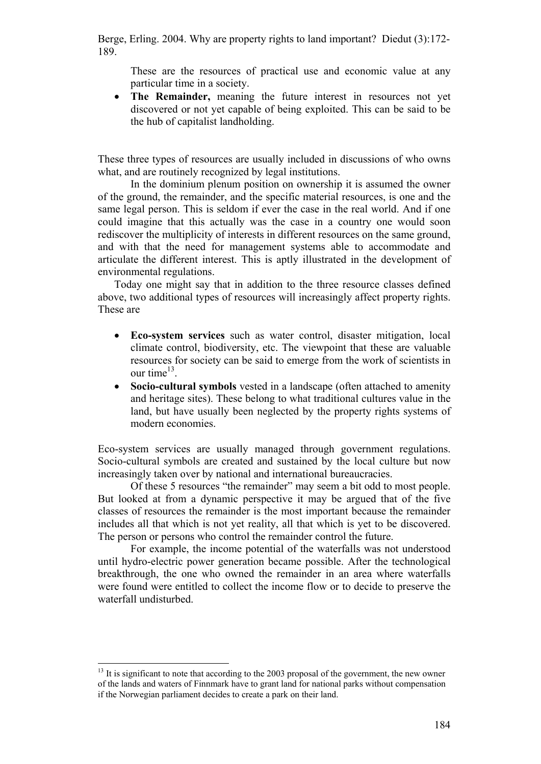These are the resources of practical use and economic value at any particular time in a society.

- **The Remainder,** meaning the future interest in resources not yet discovered or not yet capable of being exploited. This can be said to be the hub of capitalist landholding.

These three types of resources are usually included in discussions of who owns what, and are routinely recognized by legal institutions.

In the dominium plenum position on ownership it is assumed the owner of the ground, the remainder, and the specific material resources, is one and the same legal person. This is seldom if ever the case in the real world. And if one could imagine that this actually was the case in a country one would soon rediscover the multiplicity of interests in different resources on the same ground, and with that the need for management systems able to accommodate and articulate the different interest. This is aptly illustrated in the development of environmental regulations.

Today one might say that in addition to the three resource classes defined above, two additional types of resources will increasingly affect property rights. These are

- **Eco-system services** such as water control, disaster mitigation, local climate control, biodiversity, etc. The viewpoint that these are valuable resources for society can be said to emerge from the work of scientists in our time[13].
- **Socio-cultural symbols** vested in a landscape (often attached to amenity and heritage sites). These belong to what traditional cultures value in the land, but have usually been neglected by the property rights systems of modern economies.

Eco-system services are usually managed through government regulations. Socio-cultural symbols are created and sustained by the local culture but now increasingly taken over by national and international bureaucracies.

Of these 5 resources "the remainder" may seem a bit odd to most people. But looked at from a dynamic perspective it may be argued that of the five classes of resources the remainder is the most important because the remainder includes all that which is not yet reality, all that which is yet to be discovered. The person or persons who control the remainder control the future.

For example, the income potential of the waterfalls was not understood until hydro-electric power generation became possible. After the technological breakthrough, the one who owned the remainder in an area where waterfalls were found were entitled to collect the income flow or to decide to preserve the waterfall undisturbed.

[13] It is significant to note that according to the 2003 proposal of the government, the new owner of the lands and waters of Finnmark have to grant land for national parks without compensation if the Norwegian parliament decides to create a park on their land.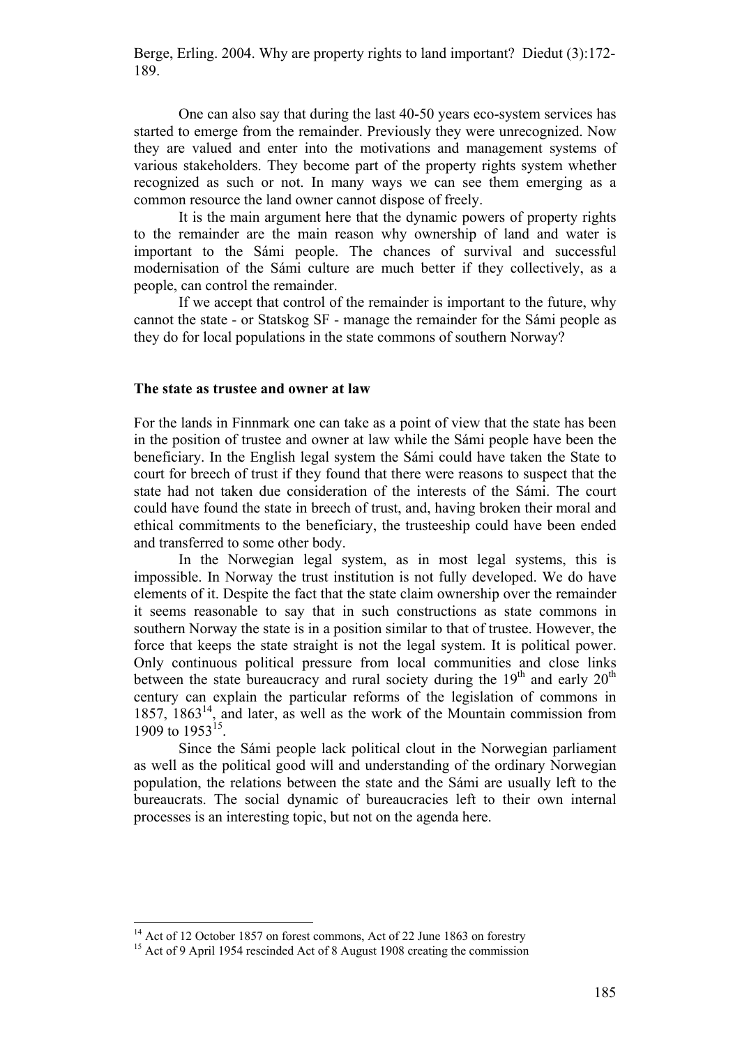One can also say that during the last 40-50 years eco-system services has started to emerge from the remainder. Previously they were unrecognized. Now they are valued and enter into the motivations and management systems of various stakeholders. They become part of the property rights system whether recognized as such or not. In many ways we can see them emerging as a common resource the land owner cannot dispose of freely.

It is the main argument here that the dynamic powers of property rights to the remainder are the main reason why ownership of land and water is important to the Sámi people. The chances of survival and successful modernisation of the Sámi culture are much better if they collectively, as a people, can control the remainder.

If we accept that control of the remainder is important to the future, why cannot the state - or Statskog SF - manage the remainder for the Sámi people as they do for local populations in the state commons of southern Norway?

### The state as trustee and owner at law

For the lands in Finnmark one can take as a point of view that the state has been in the position of trustee and owner at law while the Sámi people have been the beneficiary. In the English legal system the Sámi could have taken the State to court for breech of trust if they found that there were reasons to suspect that the state had not taken due consideration of the interests of the Sámi. The court could have found the state in breech of trust, and, having broken their moral and ethical commitments to the beneficiary, the trusteeship could have been ended and transferred to some other body.

In the Norwegian legal system, as in most legal systems, this is impossible. In Norway the trust institution is not fully developed. We do have elements of it. Despite the fact that the state claim ownership over the remainder it seems reasonable to say that in such constructions as state commons in southern Norway the state is in a position similar to that of trustee. However, the force that keeps the state straight is not the legal system. It is political power. Only continuous political pressure from local communities and close links between the state bureaucracy and rural society during the 19th and early 20th century can explain the particular reforms of the legislation of commons in 1857, 1863[14], and later, as well as the work of the Mountain commission from 1909 to 1953[15].

Since the Sámi people lack political clout in the Norwegian parliament as well as the political good will and understanding of the ordinary Norwegian population, the relations between the state and the Sámi are usually left to the bureaucrats. The social dynamic of bureaucracies left to their own internal processes is an interesting topic, but not on the agenda here.

---

[14] Act of 12 October 1857 on forest commons, Act of 22 June 1863 on forestry

[15] Act of 9 April 1954 rescinded Act of 8 August 1908 creating the commission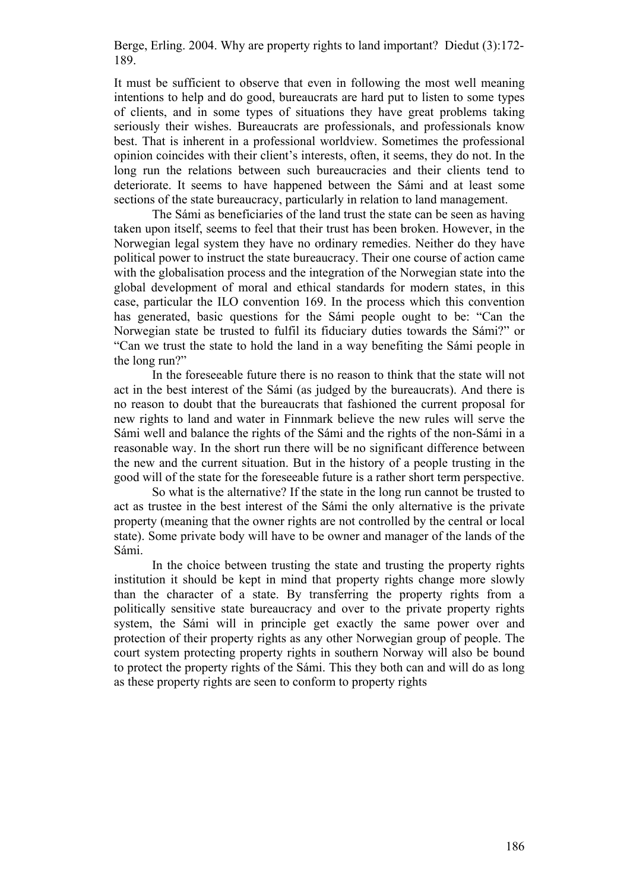It must be sufficient to observe that even in following the most well meaning intentions to help and do good, bureaucrats are hard put to listen to some types of clients, and in some types of situations they have great problems taking seriously their wishes. Bureaucrats are professionals, and professionals know best. That is inherent in a professional worldview. Sometimes the professional opinion coincides with their client's interests, often, it seems, they do not. In the long run the relations between such bureaucracies and their clients tend to deteriorate. It seems to have happened between the Sámi and at least some sections of the state bureaucracy, particularly in relation to land management.

The Sámi as beneficiaries of the land trust the state can be seen as having taken upon itself, seems to feel that their trust has been broken. However, in the Norwegian legal system they have no ordinary remedies. Neither do they have political power to instruct the state bureaucracy. Their one course of action came with the globalisation process and the integration of the Norwegian state into the global development of moral and ethical standards for modern states, in this case, particular the ILO convention 169. In the process which this convention has generated, basic questions for the Sámi people ought to be: "Can the Norwegian state be trusted to fulfil its fiduciary duties towards the Sámi?" or "Can we trust the state to hold the land in a way benefiting the Sámi people in the long run?"

In the foreseeable future there is no reason to think that the state will not act in the best interest of the Sámi (as judged by the bureaucrats). And there is no reason to doubt that the bureaucrats that fashioned the current proposal for new rights to land and water in Finnmark believe the new rules will serve the Sámi well and balance the rights of the Sámi and the rights of the non-Sámi in a reasonable way. In the short run there will be no significant difference between the new and the current situation. But in the history of a people trusting in the good will of the state for the foreseeable future is a rather short term perspective.

So what is the alternative? If the state in the long run cannot be trusted to act as trustee in the best interest of the Sámi the only alternative is the private property (meaning that the owner rights are not controlled by the central or local state). Some private body will have to be owner and manager of the lands of the Sámi.

In the choice between trusting the state and trusting the property rights institution it should be kept in mind that property rights change more slowly than the character of a state. By transferring the property rights from a politically sensitive state bureaucracy and over to the private property rights system, the Sámi will in principle get exactly the same power over and protection of their property rights as any other Norwegian group of people. The court system protecting property rights in southern Norway will also be bound to protect the property rights of the Sámi. This they both can and will do as long as these property rights are seen to conform to property rights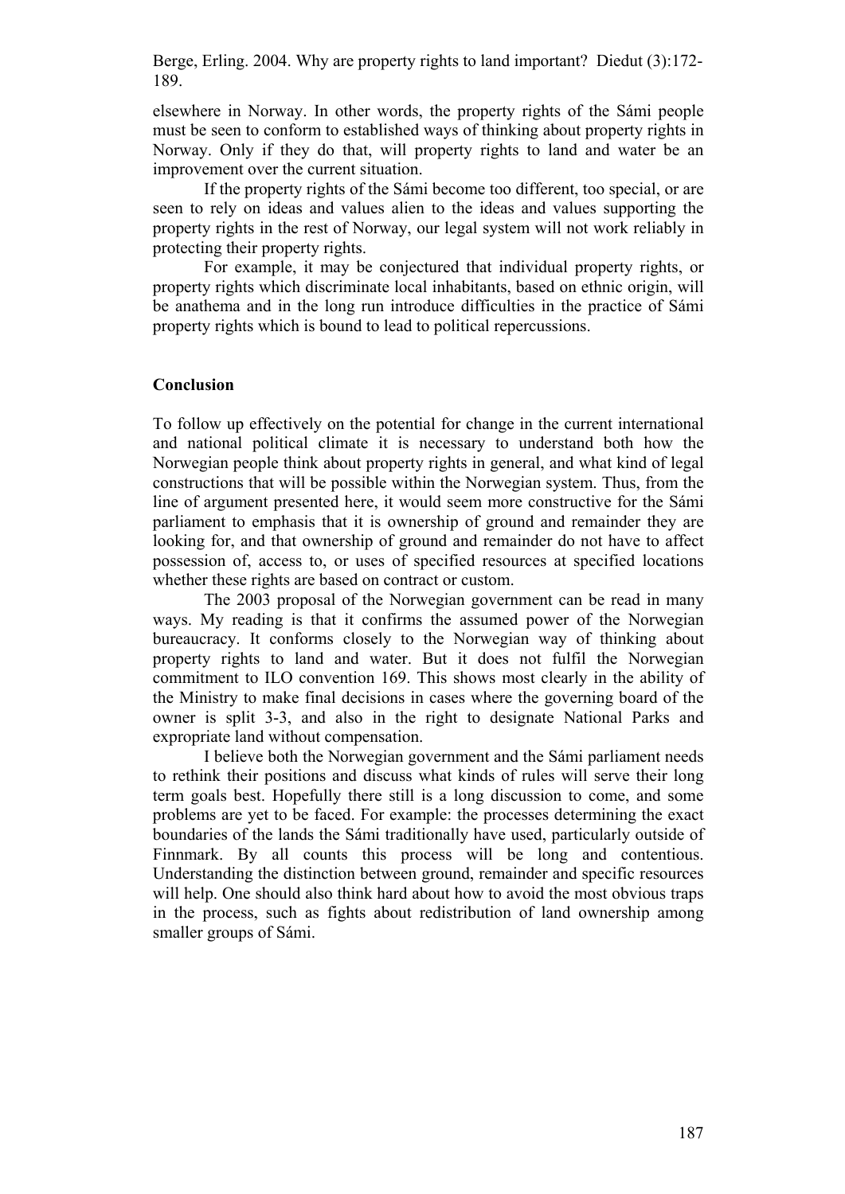elsewhere in Norway. In other words, the property rights of the Sámi people must be seen to conform to established ways of thinking about property rights in Norway. Only if they do that, will property rights to land and water be an improvement over the current situation.

If the property rights of the Sámi become too different, too special, or are seen to rely on ideas and values alien to the ideas and values supporting the property rights in the rest of Norway, our legal system will not work reliably in protecting their property rights.

For example, it may be conjectured that individual property rights, or property rights which discriminate local inhabitants, based on ethnic origin, will be anathema and in the long run introduce difficulties in the practice of Sámi property rights which is bound to lead to political repercussions.

## Conclusion

To follow up effectively on the potential for change in the current international and national political climate it is necessary to understand both how the Norwegian people think about property rights in general, and what kind of legal constructions that will be possible within the Norwegian system. Thus, from the line of argument presented here, it would seem more constructive for the Sámi parliament to emphasis that it is ownership of ground and remainder they are looking for, and that ownership of ground and remainder do not have to affect possession of, access to, or uses of specified resources at specified locations whether these rights are based on contract or custom.

The 2003 proposal of the Norwegian government can be read in many ways. My reading is that it confirms the assumed power of the Norwegian bureaucracy. It conforms closely to the Norwegian way of thinking about property rights to land and water. But it does not fulfil the Norwegian commitment to ILO convention 169. This shows most clearly in the ability of the Ministry to make final decisions in cases where the governing board of the owner is split 3-3, and also in the right to designate National Parks and expropriate land without compensation.

I believe both the Norwegian government and the Sámi parliament needs to rethink their positions and discuss what kinds of rules will serve their long term goals best. Hopefully there still is a long discussion to come, and some problems are yet to be faced. For example: the processes determining the exact boundaries of the lands the Sámi traditionally have used, particularly outside of Finnmark. By all counts this process will be long and contentious. Understanding the distinction between ground, remainder and specific resources will help. One should also think hard about how to avoid the most obvious traps in the process, such as fights about redistribution of land ownership among smaller groups of Sámi.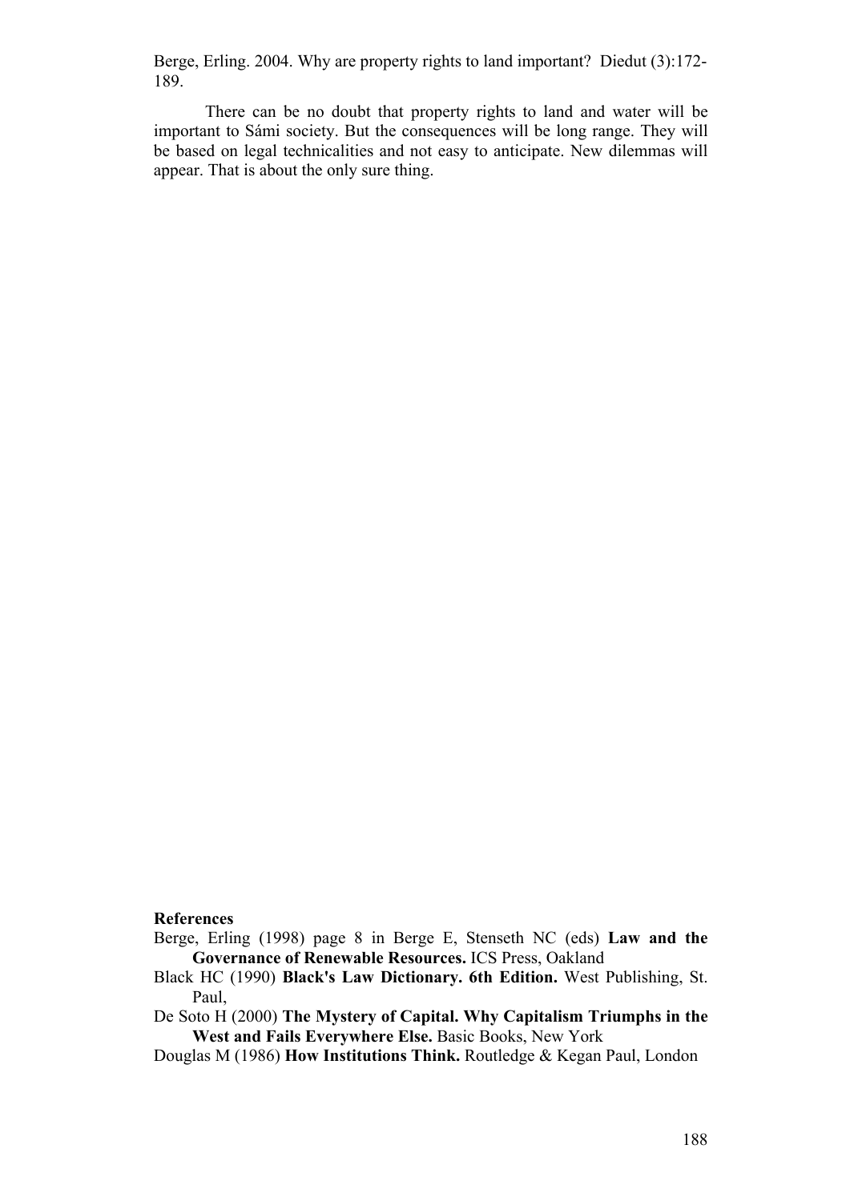Berge, Erling. 2004. Why are property rights to land important? Diedut (3):172-189.

There can be no doubt that property rights to land and water will be important to Sámi society. But the consequences will be long range. They will be based on legal technicalities and not easy to anticipate. New dilemmas will appear. That is about the only sure thing.

**References**

Berge, Erling (1998) page 8 in Berge E, Stenseth NC (eds) **Law and the Governance of Renewable Resources.** ICS Press, Oakland

Black HC (1990) **Black's Law Dictionary. 6th Edition.** West Publishing, St. Paul,

De Soto H (2000) **The Mystery of Capital. Why Capitalism Triumphs in the West and Fails Everywhere Else.** Basic Books, New York

Douglas M (1986) **How Institutions Think.** Routledge & Kegan Paul, London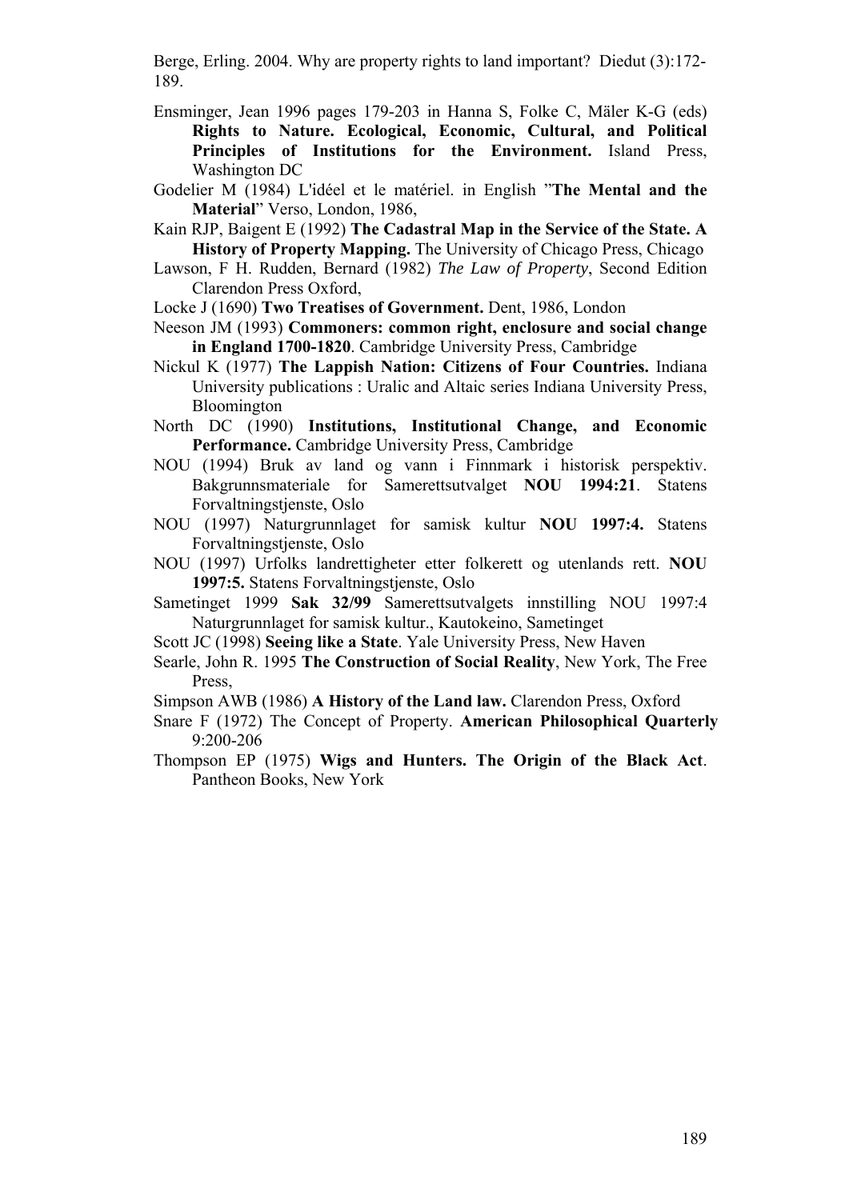Berge, Erling. 2004. Why are property rights to land important? Diedut (3):172-189.

Ensminger, Jean 1996 pages 179-203 in Hanna S, Folke C, Mäler K-G (eds) **Rights to Nature. Ecological, Economic, Cultural, and Political Principles of Institutions for the Environment.** Island Press, Washington DC

Godelier M (1984) L'idéel et le matériel. in English "**The Mental and the Material**" Verso, London, 1986,

Kain RJP, Baigent E (1992) **The Cadastral Map in the Service of the State. A History of Property Mapping.** The University of Chicago Press, Chicago

Lawson, F H. Rudden, Bernard (1982) *The Law of Property*, Second Edition Clarendon Press Oxford,

Locke J (1690) **Two Treatises of Government.** Dent, 1986, London

Neeson JM (1993) **Commoners: common right, enclosure and social change in England 1700-1820**. Cambridge University Press, Cambridge

Nickul K (1977) **The Lappish Nation: Citizens of Four Countries.** Indiana University publications : Uralic and Altaic series Indiana University Press, Bloomington

North DC (1990) **Institutions, Institutional Change, and Economic Performance.** Cambridge University Press, Cambridge

NOU (1994) Bruk av land og vann i Finnmark i historisk perspektiv. Bakgrunnsmateriale for Samerettsutvalget **NOU 1994:21**. Statens Forvaltningstjenste, Oslo

NOU (1997) Naturgrunnlaget for samisk kultur **NOU 1997:4.** Statens Forvaltningstjenste, Oslo

NOU (1997) Urfolks landrettigheter etter folkerett og utenlands rett. **NOU 1997:5.** Statens Forvaltningstjenste, Oslo

Sametinget 1999 **Sak 32/99** Samerettsutvalgets innstilling NOU 1997:4 Naturgrunnlaget for samisk kultur., Kautokeino, Sametinget

Scott JC (1998) **Seeing like a State**. Yale University Press, New Haven

Searle, John R. 1995 **The Construction of Social Reality**, New York, The Free Press,

Simpson AWB (1986) **A History of the Land law.** Clarendon Press, Oxford

Snare F (1972) The Concept of Property. **American Philosophical Quarterly** 9:200-206

Thompson EP (1975) **Wigs and Hunters. The Origin of the Black Act**. Pantheon Books, New York